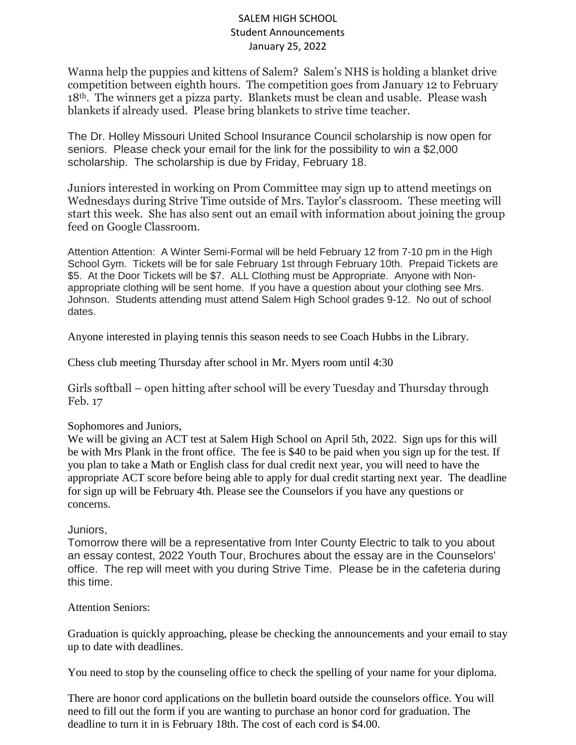# SALEM HIGH SCHOOL
## Student Announcements
### January 25, 2022

Wanna help the puppies and kittens of Salem? Salem's NHS is holding a blanket drive competition between eighth hours. The competition goes from January 12 to February 18th. The winners get a pizza party. Blankets must be clean and usable. Please wash blankets if already used. Please bring blankets to strive time teacher.

The Dr. Holley Missouri United School Insurance Council scholarship is now open for seniors. Please check your email for the link for the possibility to win a $2,000 scholarship. The scholarship is due by Friday, February 18.

Juniors interested in working on Prom Committee may sign up to attend meetings on Wednesdays during Strive Time outside of Mrs. Taylor's classroom. These meeting will start this week. She has also sent out an email with information about joining the group feed on Google Classroom.

Attention Attention: A Winter Semi-Formal will be held February 12 from 7-10 pm in the High School Gym. Tickets will be for sale February 1st through February 10th. Prepaid Tickets are $5. At the Door Tickets will be $7. ALL Clothing must be Appropriate. Anyone with Non-appropriate clothing will be sent home. If you have a question about your clothing see Mrs. Johnson. Students attending must attend Salem High School grades 9-12. No out of school dates.

Anyone interested in playing tennis this season needs to see Coach Hubbs in the Library.

Chess club meeting Thursday after school in Mr. Myers room until 4:30

Girls softball – open hitting after school will be every Tuesday and Thursday through Feb. 17

Sophomores and Juniors,
We will be giving an ACT test at Salem High School on April 5th, 2022. Sign ups for this will be with Mrs Plank in the front office. The fee is $40 to be paid when you sign up for the test. If you plan to take a Math or English class for dual credit next year, you will need to have the appropriate ACT score before being able to apply for dual credit starting next year. The deadline for sign up will be February 4th. Please see the Counselors if you have any questions or concerns.

Juniors,
Tomorrow there will be a representative from Inter County Electric to talk to you about an essay contest, 2022 Youth Tour, Brochures about the essay are in the Counselors' office. The rep will meet with you during Strive Time. Please be in the cafeteria during this time.

Attention Seniors:

Graduation is quickly approaching, please be checking the announcements and your email to stay up to date with deadlines.

You need to stop by the counseling office to check the spelling of your name for your diploma.

There are honor cord applications on the bulletin board outside the counselors office. You will need to fill out the form if you are wanting to purchase an honor cord for graduation. The deadline to turn it in is February 18th. The cost of each cord is $4.00.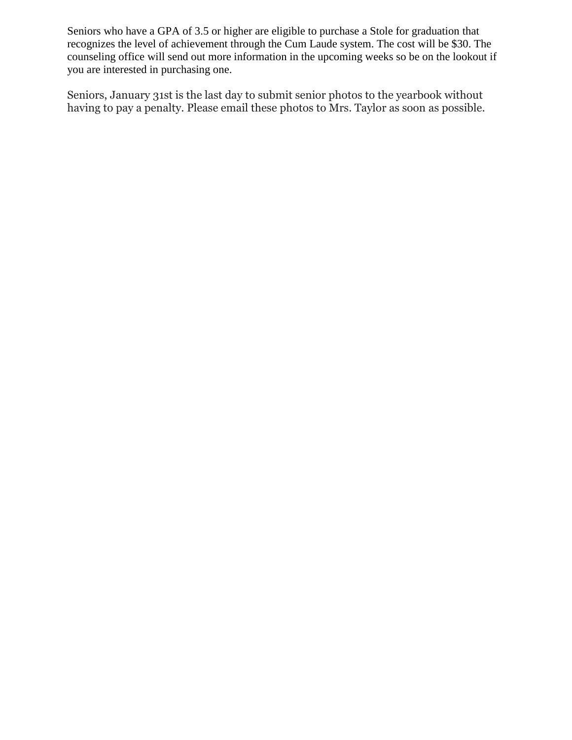Seniors who have a GPA of 3.5 or higher are eligible to purchase a Stole for graduation that recognizes the level of achievement through the Cum Laude system. The cost will be $30. The counseling office will send out more information in the upcoming weeks so be on the lookout if you are interested in purchasing one.

Seniors, January 31st is the last day to submit senior photos to the yearbook without having to pay a penalty. Please email these photos to Mrs. Taylor as soon as possible.